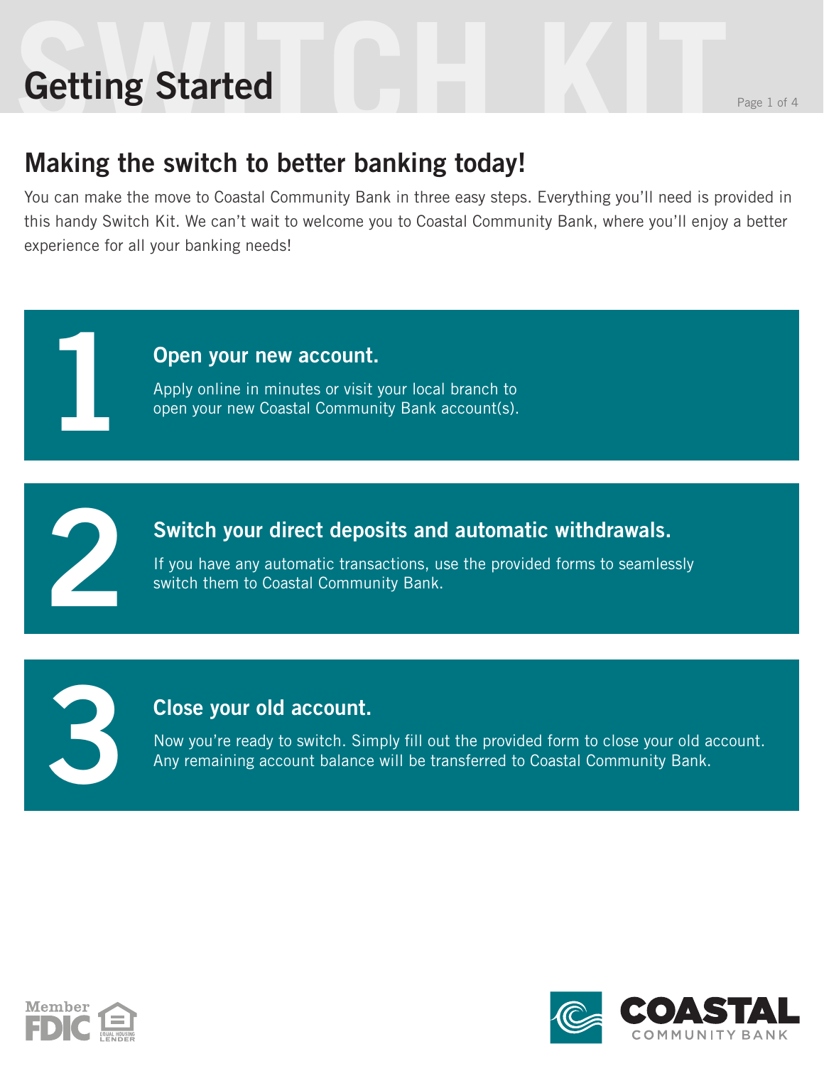# Getting Started

## Making the switch to better banking today!

You can make the move to Coastal Community Bank in three easy steps. Everything you'll need is provided in this handy Switch Kit. We can't wait to welcome you to Coastal Community Bank, where you'll enjoy a better experience for all your banking needs!

### 1 Open your new account.

Apply online in minutes or visit your local branch to open your new Coastal Community Bank account(s).

### 2 Switch your direct deposits and automatic withdrawals.

If you have any automatic transactions, use the provided forms to seamlessly switch them to Coastal Community Bank.

### 3 Close your old account.

Now you're ready to switch. Simply fill out the provided form to close your old account. Any remaining account balance will be transferred to Coastal Community Bank.

Member FDIC | Equal Housing Lender

COASTAL COMMUNITY BANK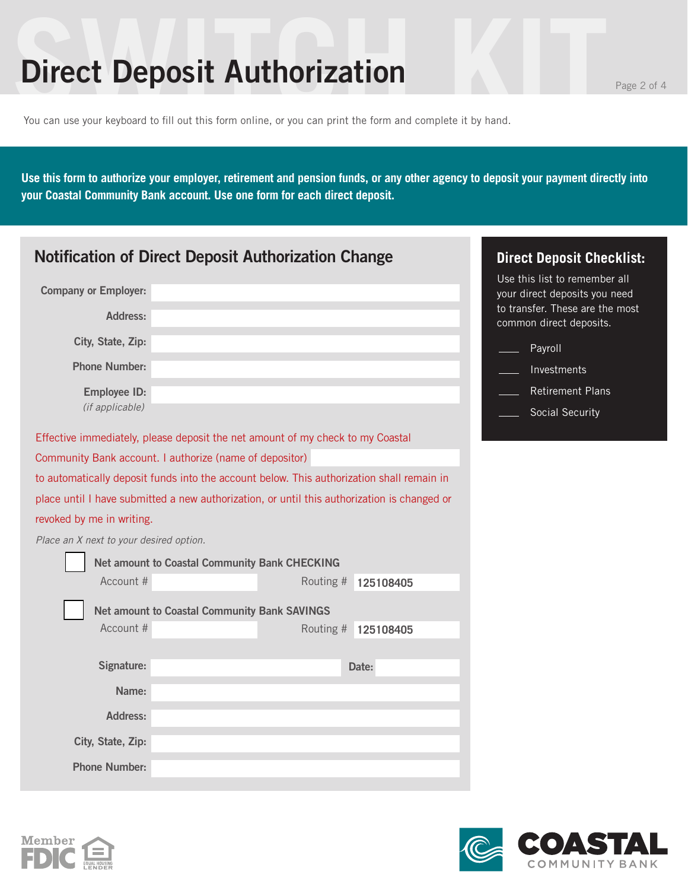# Direct Deposit Authorization

You can use your keyboard to fill out this form online, or you can print the form and complete it by hand.

**Use this form to authorize your employer, retirement and pension funds, or any other agency to deposit your payment directly into your Coastal Community Bank account. Use one form for each direct deposit.**

## Notification of Direct Deposit Authorization Change

**Company or Employer:** ____________________

**Address:** ____________________

**City, State, Zip:** ____________________

**Phone Number:** ____________________

**Employee ID:** ____________________
*(if applicable)*

Effective immediately, please deposit the net amount of my check to my Coastal Community Bank account. I authorize (name of depositor) ____________ to automatically deposit funds into the account below. This authorization shall remain in place until I have submitted a new authorization, or until this authorization is changed or revoked by me in writing.

*Place an X next to your desired option.*

☐ **Net amount to Coastal Community Bank CHECKING**
Account # ____________ Routing # **125108405**

☐ **Net amount to Coastal Community Bank SAVINGS**
Account # ____________ Routing # **125108405**

**Signature:** ____________________ **Date:** __________

**Name:** ____________________

**Address:** ____________________

**City, State, Zip:** ____________________

**Phone Number:** ____________________

## Direct Deposit Checklist:

Use this list to remember all your direct deposits you need to transfer. These are the most common direct deposits.

- ____ Payroll
- ____ Investments
- ____ Retirement Plans
- ____ Social Security

Member FDIC

Equal Housing Lender

COASTAL COMMUNITY BANK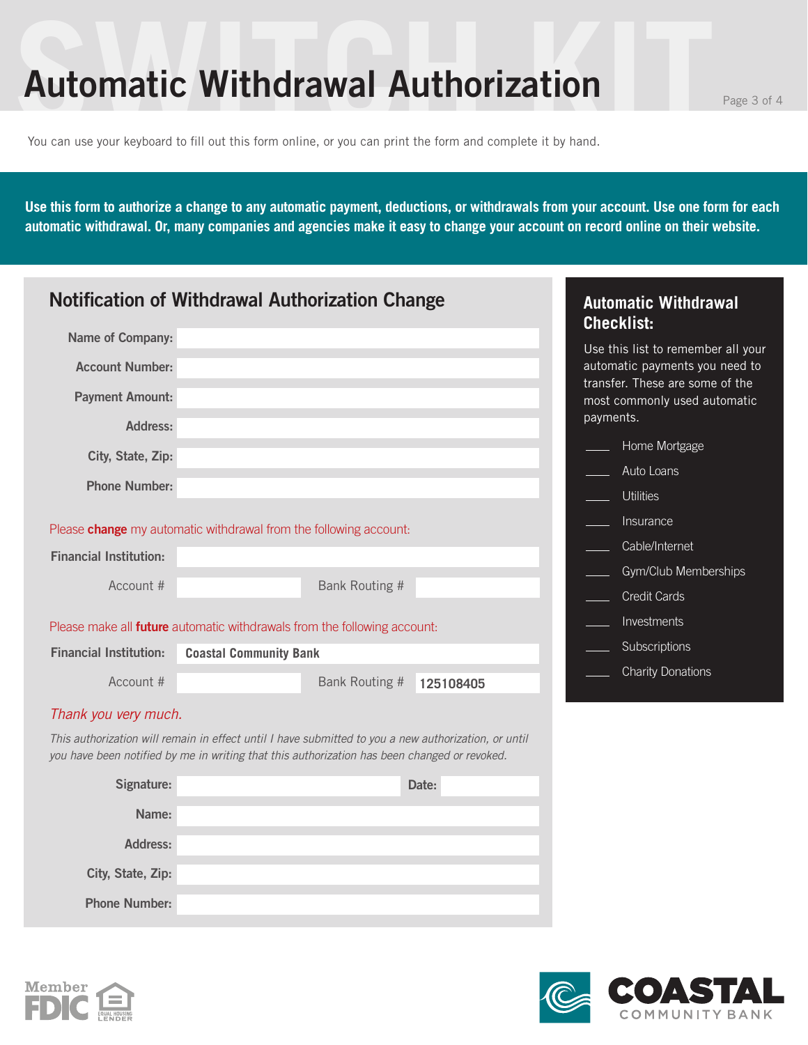# Automatic Withdrawal Authorization

You can use your keyboard to fill out this form online, or you can print the form and complete it by hand.

**Use this form to authorize a change to any automatic payment, deductions, or withdrawals from your account. Use one form for each automatic withdrawal. Or, many companies and agencies make it easy to change your account on record online on their website.**

## Notification of Withdrawal Authorization Change

**Name of Company:** 

**Account Number:** 

**Payment Amount:** 

**Address:** 

**City, State, Zip:** 

**Phone Number:** 

Please **change** my automatic withdrawal from the following account:

**Financial Institution:** 

Account # Bank Routing # 

Please make all **future** automatic withdrawals from the following account:

**Financial Institution:** **Coastal Community Bank**

Account # Bank Routing # **125108405**

*Thank you very much.*

*This authorization will remain in effect until I have submitted to you a new authorization, or until you have been notified by me in writing that this authorization has been changed or revoked.*

**Signature:** **Date:** 

**Name:** 

**Address:** 

**City, State, Zip:** 

**Phone Number:** 

## Automatic Withdrawal Checklist:

Use this list to remember all your automatic payments you need to transfer. These are some of the most commonly used automatic payments.

- ____ Home Mortgage
- ____ Auto Loans
- ____ Utilities
- ____ Insurance
- ____ Cable/Internet
- ____ Gym/Club Memberships
- ____ Credit Cards
- ____ Investments
- ____ Subscriptions
- ____ Charity Donations

Member FDIC — Equal Housing Lender

COASTAL COMMUNITY BANK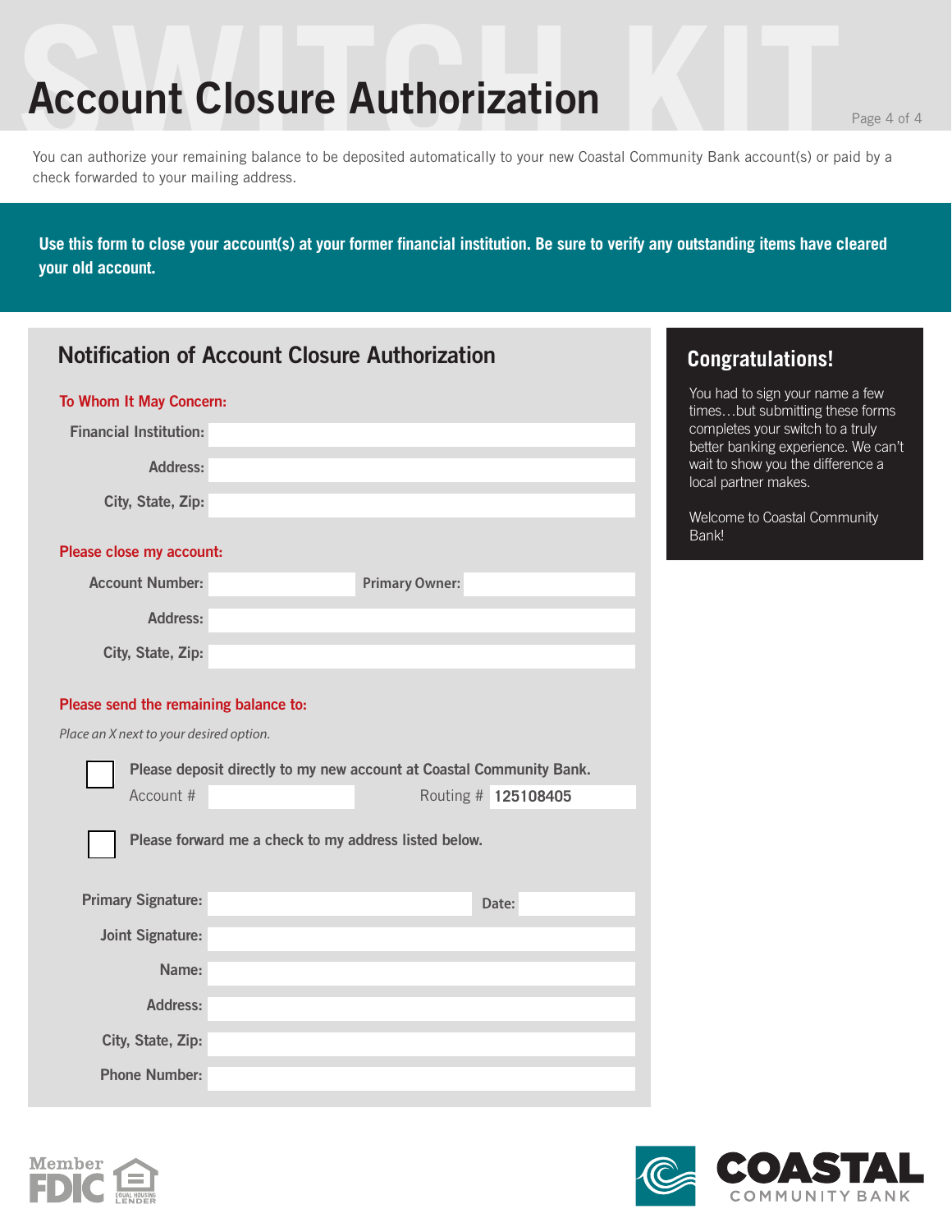# Account Closure Authorization

You can authorize your remaining balance to be deposited automatically to your new Coastal Community Bank account(s) or paid by a check forwarded to your mailing address.

**Use this form to close your account(s) at your former financial institution. Be sure to verify any outstanding items have cleared your old account.**

## Notification of Account Closure Authorization

**To Whom It May Concern:**

**Financial Institution:**

**Address:**

**City, State, Zip:**

**Please close my account:**

**Account Number:** **Primary Owner:**

**Address:**

**City, State, Zip:**

**Please send the remaining balance to:**

*Place an X next to your desired option.*

☐ **Please deposit directly to my new account at Coastal Community Bank.**

Account # Routing # **125108405**

☐ **Please forward me a check to my address listed below.**

**Primary Signature:** **Date:**

**Joint Signature:**

**Name:**

**Address:**

**City, State, Zip:**

**Phone Number:**

## Congratulations!

You had to sign your name a few times…but submitting these forms completes your switch to a truly better banking experience. We can't wait to show you the difference a local partner makes.

Welcome to Coastal Community Bank!

Member FDIC

EQUAL HOUSING LENDER

COASTAL COMMUNITY BANK